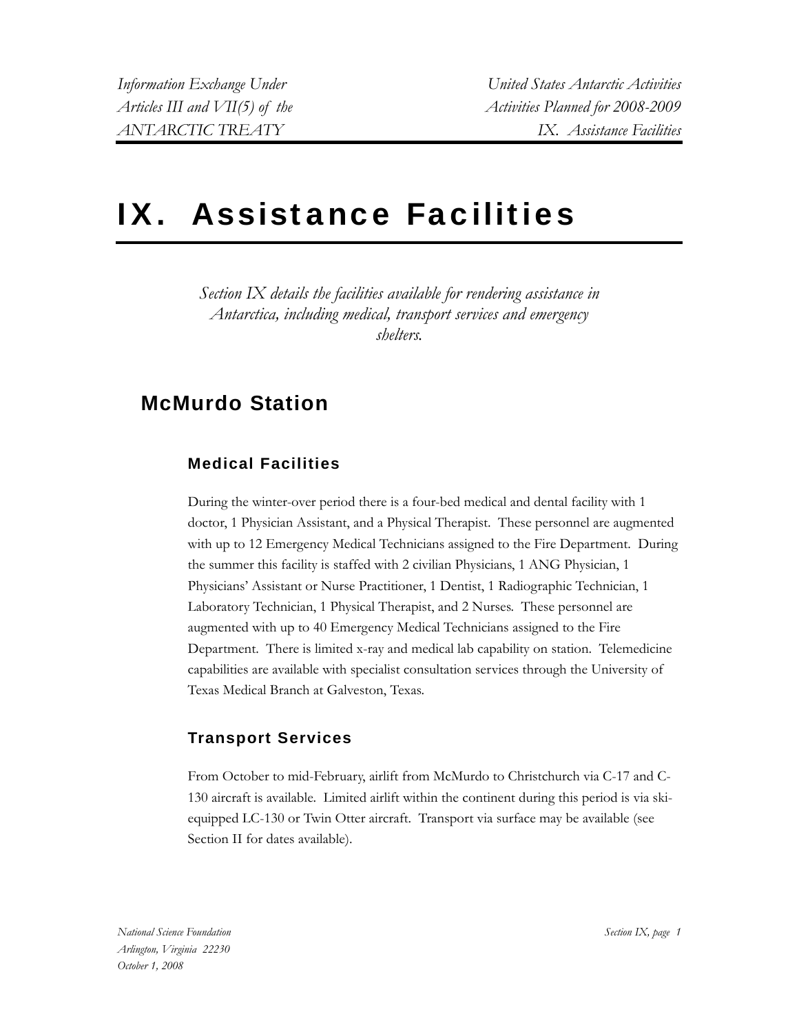# IX. Assistance Facilities

*Section IX details the facilities available for rendering assistance in Antarctica, including medical, transport services and emergency shelters.*

## McMurdo Station

### Medical Facilities

During the winter-over period there is a four-bed medical and dental facility with 1 doctor, 1 Physician Assistant, and a Physical Therapist. These personnel are augmented with up to 12 Emergency Medical Technicians assigned to the Fire Department. During the summer this facility is staffed with 2 civilian Physicians, 1 ANG Physician, 1 Physicians' Assistant or Nurse Practitioner, 1 Dentist, 1 Radiographic Technician, 1 Laboratory Technician, 1 Physical Therapist, and 2 Nurses. These personnel are augmented with up to 40 Emergency Medical Technicians assigned to the Fire Department. There is limited x-ray and medical lab capability on station. Telemedicine capabilities are available with specialist consultation services through the University of Texas Medical Branch at Galveston, Texas.

### Transport Services

From October to mid-February, airlift from McMurdo to Christchurch via C-17 and C-130 aircraft is available. Limited airlift within the continent during this period is via ski-equipped LC-130 or Twin Otter aircraft. Transport via surface may be available (see Section II for dates available).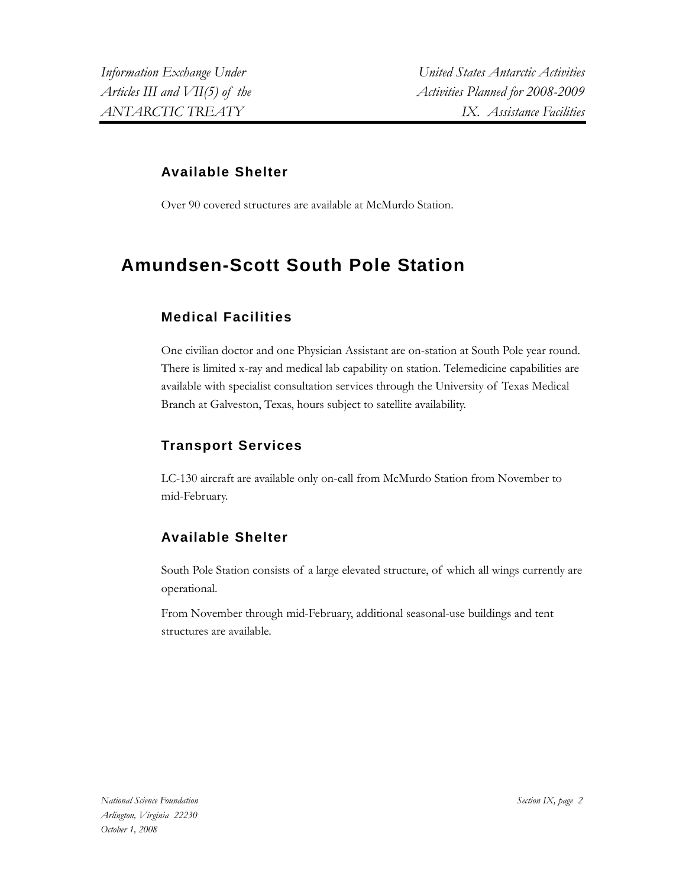### Available Shelter

Over 90 covered structures are available at McMurdo Station.

## Amundsen-Scott South Pole Station

### Medical Facilities

One civilian doctor and one Physician Assistant are on-station at South Pole year round. There is limited x-ray and medical lab capability on station. Telemedicine capabilities are available with specialist consultation services through the University of Texas Medical Branch at Galveston, Texas, hours subject to satellite availability.

### Transport Services

LC-130 aircraft are available only on-call from McMurdo Station from November to mid-February.

### Available Shelter

South Pole Station consists of a large elevated structure, of which all wings currently are operational.

From November through mid-February, additional seasonal-use buildings and tent structures are available.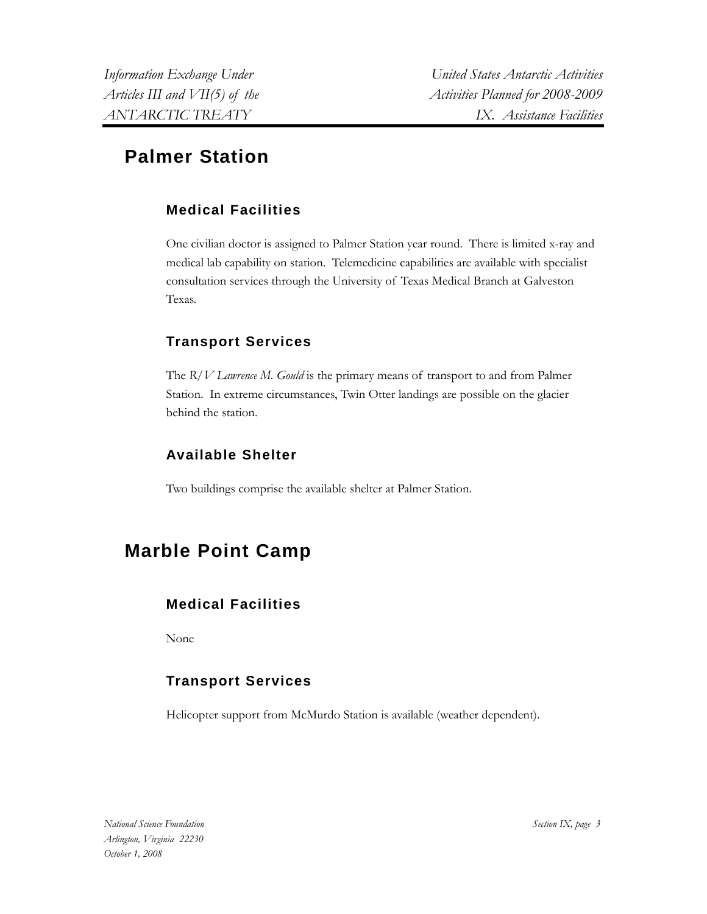## Palmer Station

### Medical Facilities

One civilian doctor is assigned to Palmer Station year round. There is limited x-ray and medical lab capability on station. Telemedicine capabilities are available with specialist consultation services through the University of Texas Medical Branch at Galveston Texas.

### Transport Services

The *R/V Lawrence M. Gould* is the primary means of transport to and from Palmer Station. In extreme circumstances, Twin Otter landings are possible on the glacier behind the station.

### Available Shelter

Two buildings comprise the available shelter at Palmer Station.

## Marble Point Camp

### Medical Facilities

None

### Transport Services

Helicopter support from McMurdo Station is available (weather dependent).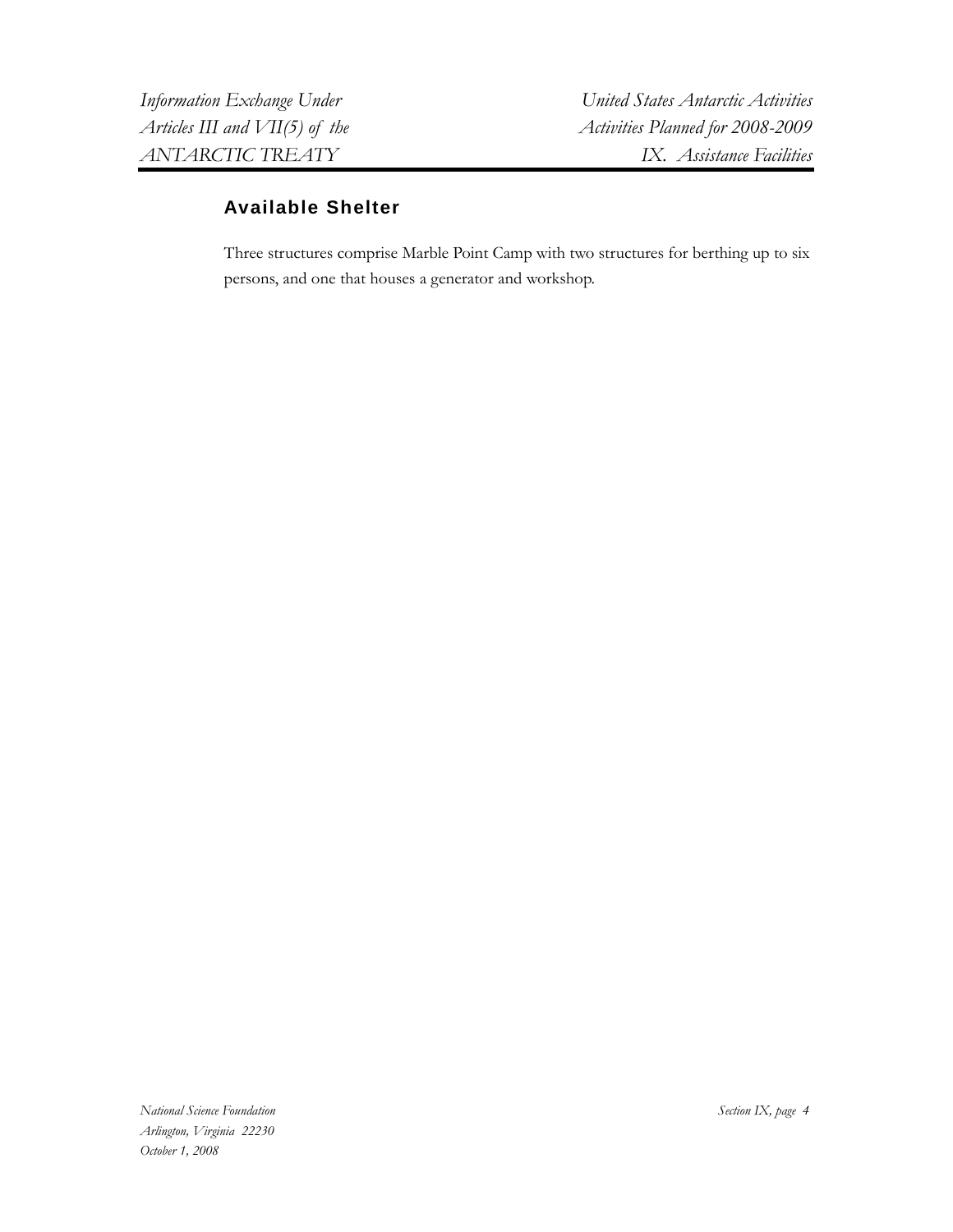## Available Shelter

Three structures comprise Marble Point Camp with two structures for berthing up to six persons, and one that houses a generator and workshop.